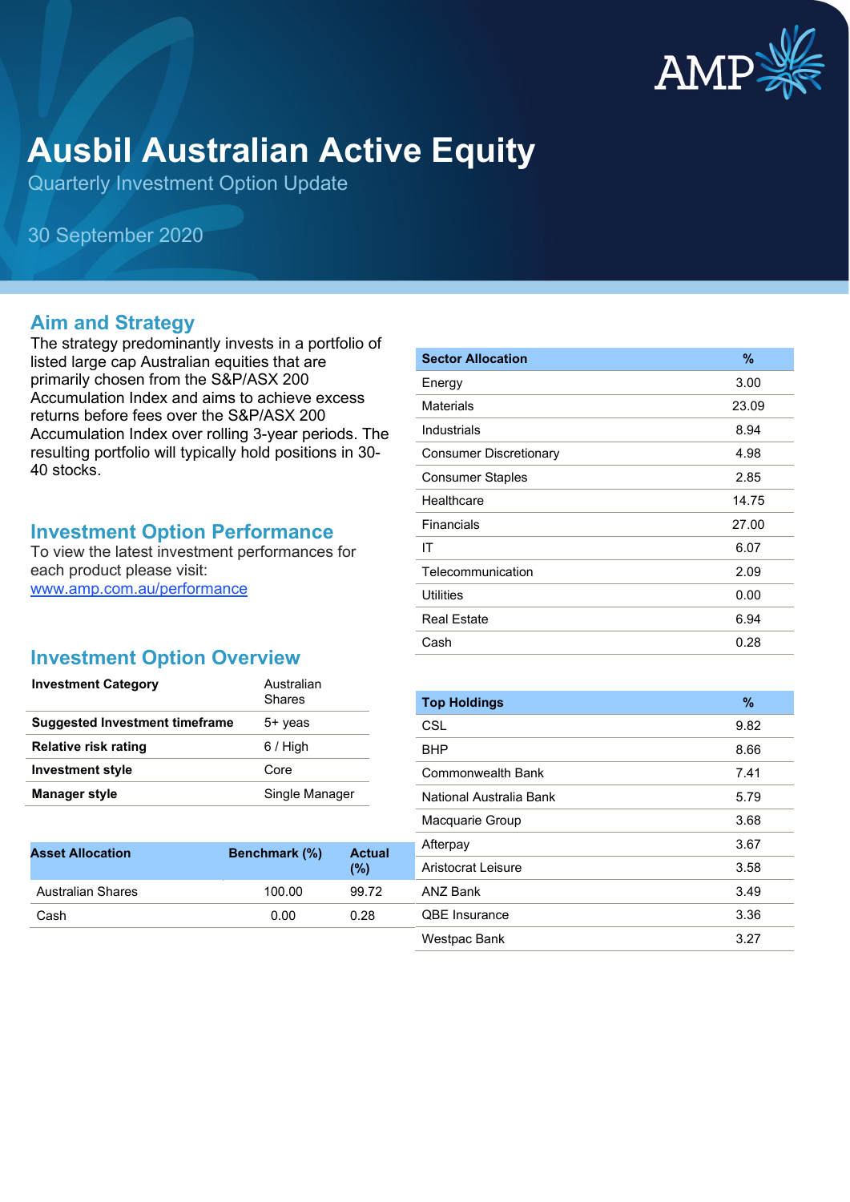# Ausbil Australian Active Equity

Quarterly Investment Option Update

30 September 2020

## Aim and Strategy

The strategy predominantly invests in a portfolio of listed large cap Australian equities that are primarily chosen from the S&P/ASX 200 Accumulation Index and aims to achieve excess returns before fees over the S&P/ASX 200 Accumulation Index over rolling 3-year periods. The resulting portfolio will typically hold positions in 30-40 stocks.

## Investment Option Performance

To view the latest investment performances for each product please visit:
[www.amp.com.au/performance](www.amp.com.au/performance)

## Investment Option Overview

| | |
|---|---|
| **Investment Category** | Australian Shares |
| **Suggested Investment timeframe** | 5+ yeas |
| **Relative risk rating** | 6 / High |
| **Investment style** | Core |
| **Manager style** | Single Manager |

| Asset Allocation | Benchmark (%) | Actual (%) |
|---|---|---|
| Australian Shares | 100.00 | 99.72 |
| Cash | 0.00 | 0.28 |

| Sector Allocation | % |
|---|---|
| Energy | 3.00 |
| Materials | 23.09 |
| Industrials | 8.94 |
| Consumer Discretionary | 4.98 |
| Consumer Staples | 2.85 |
| Healthcare | 14.75 |
| Financials | 27.00 |
| IT | 6.07 |
| Telecommunication | 2.09 |
| Utilities | 0.00 |
| Real Estate | 6.94 |
| Cash | 0.28 |

| Top Holdings | % |
|---|---|
| CSL | 9.82 |
| BHP | 8.66 |
| Commonwealth Bank | 7.41 |
| National Australia Bank | 5.79 |
| Macquarie Group | 3.68 |
| Afterpay | 3.67 |
| Aristocrat Leisure | 3.58 |
| ANZ Bank | 3.49 |
| QBE Insurance | 3.36 |
| Westpac Bank | 3.27 |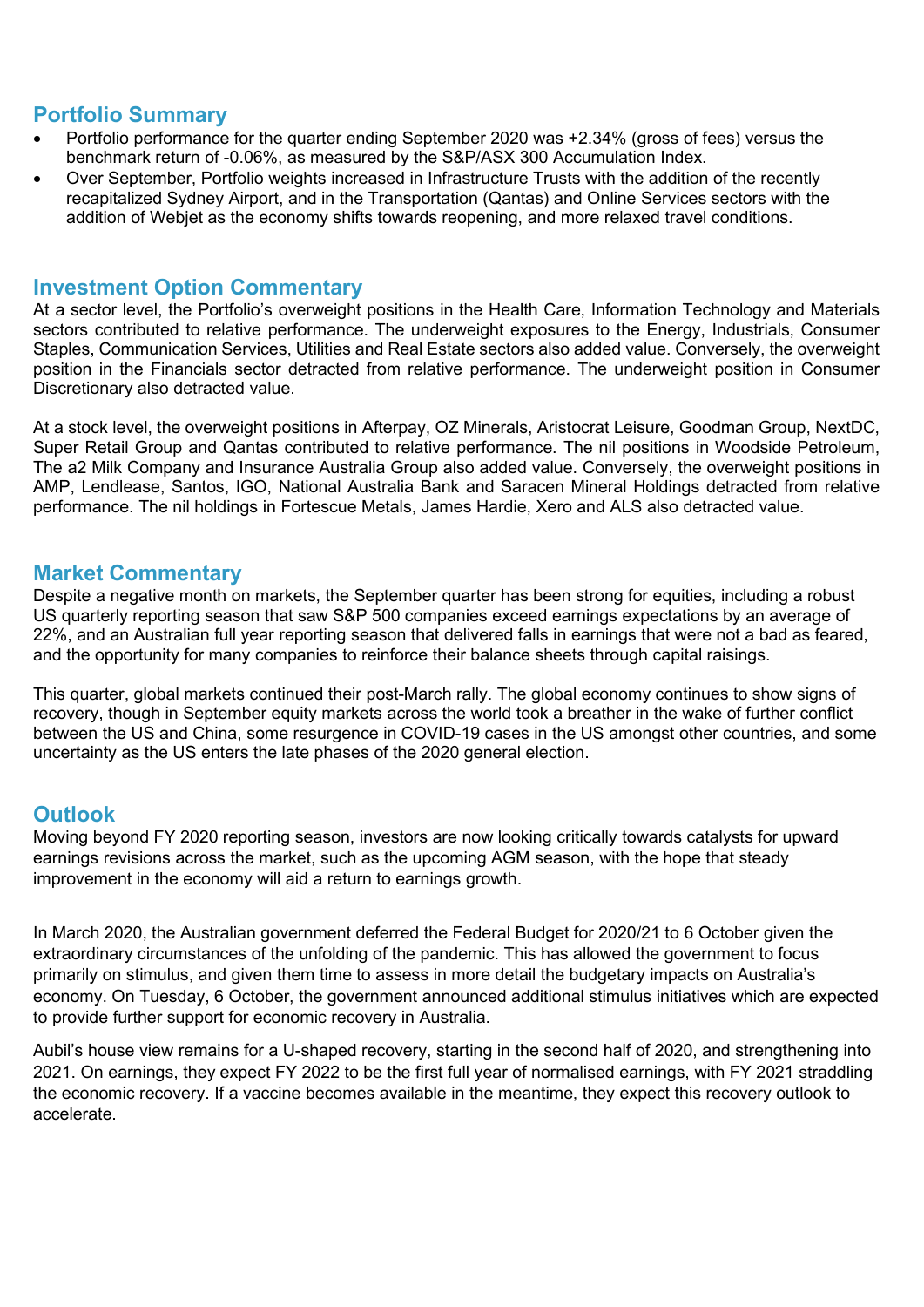## Portfolio Summary

- Portfolio performance for the quarter ending September 2020 was +2.34% (gross of fees) versus the benchmark return of -0.06%, as measured by the S&P/ASX 300 Accumulation Index.
- Over September, Portfolio weights increased in Infrastructure Trusts with the addition of the recently recapitalized Sydney Airport, and in the Transportation (Qantas) and Online Services sectors with the addition of Webjet as the economy shifts towards reopening, and more relaxed travel conditions.

## Investment Option Commentary

At a sector level, the Portfolio's overweight positions in the Health Care, Information Technology and Materials sectors contributed to relative performance. The underweight exposures to the Energy, Industrials, Consumer Staples, Communication Services, Utilities and Real Estate sectors also added value. Conversely, the overweight position in the Financials sector detracted from relative performance. The underweight position in Consumer Discretionary also detracted value.

At a stock level, the overweight positions in Afterpay, OZ Minerals, Aristocrat Leisure, Goodman Group, NextDC, Super Retail Group and Qantas contributed to relative performance. The nil positions in Woodside Petroleum, The a2 Milk Company and Insurance Australia Group also added value. Conversely, the overweight positions in AMP, Lendlease, Santos, IGO, National Australia Bank and Saracen Mineral Holdings detracted from relative performance. The nil holdings in Fortescue Metals, James Hardie, Xero and ALS also detracted value.

## Market Commentary

Despite a negative month on markets, the September quarter has been strong for equities, including a robust US quarterly reporting season that saw S&P 500 companies exceed earnings expectations by an average of 22%, and an Australian full year reporting season that delivered falls in earnings that were not a bad as feared, and the opportunity for many companies to reinforce their balance sheets through capital raisings.

This quarter, global markets continued their post-March rally. The global economy continues to show signs of recovery, though in September equity markets across the world took a breather in the wake of further conflict between the US and China, some resurgence in COVID-19 cases in the US amongst other countries, and some uncertainty as the US enters the late phases of the 2020 general election.

## Outlook

Moving beyond FY 2020 reporting season, investors are now looking critically towards catalysts for upward earnings revisions across the market, such as the upcoming AGM season, with the hope that steady improvement in the economy will aid a return to earnings growth.

In March 2020, the Australian government deferred the Federal Budget for 2020/21 to 6 October given the extraordinary circumstances of the unfolding of the pandemic. This has allowed the government to focus primarily on stimulus, and given them time to assess in more detail the budgetary impacts on Australia's economy. On Tuesday, 6 October, the government announced additional stimulus initiatives which are expected to provide further support for economic recovery in Australia.

Aubil's house view remains for a U-shaped recovery, starting in the second half of 2020, and strengthening into 2021. On earnings, they expect FY 2022 to be the first full year of normalised earnings, with FY 2021 straddling the economic recovery. If a vaccine becomes available in the meantime, they expect this recovery outlook to accelerate.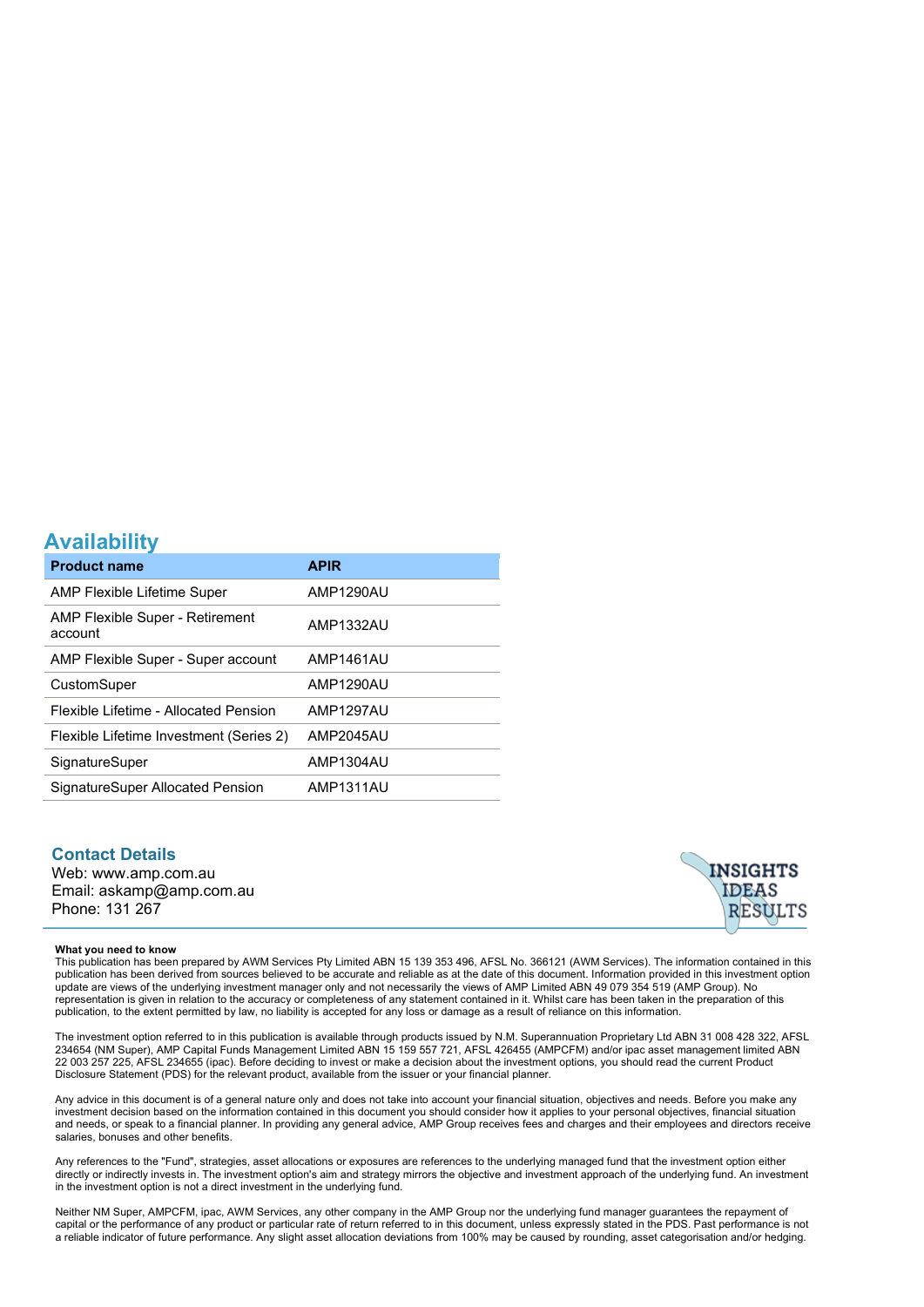## Availability

| Product name | APIR |
|---|---|
| AMP Flexible Lifetime Super | AMP1290AU |
| AMP Flexible Super - Retirement account | AMP1332AU |
| AMP Flexible Super - Super account | AMP1461AU |
| CustomSuper | AMP1290AU |
| Flexible Lifetime - Allocated Pension | AMP1297AU |
| Flexible Lifetime Investment (Series 2) | AMP2045AU |
| SignatureSuper | AMP1304AU |
| SignatureSuper Allocated Pension | AMP1311AU |

### Contact Details

Web: www.amp.com.au
Email: askamp@amp.com.au
Phone: 131 267

INSIGHTS
IDEAS
RESULTS

**What you need to know**

This publication has been prepared by AWM Services Pty Limited ABN 15 139 353 496, AFSL No. 366121 (AWM Services). The information contained in this publication has been derived from sources believed to be accurate and reliable as at the date of this document. Information provided in this investment option update are views of the underlying investment manager only and not necessarily the views of AMP Limited ABN 49 079 354 519 (AMP Group). No representation is given in relation to the accuracy or completeness of any statement contained in it. Whilst care has been taken in the preparation of this publication, to the extent permitted by law, no liability is accepted for any loss or damage as a result of reliance on this information.

The investment option referred to in this publication is available through products issued by N.M. Superannuation Proprietary Ltd ABN 31 008 428 322, AFSL 234654 (NM Super), AMP Capital Funds Management Limited ABN 15 159 557 721, AFSL 426455 (AMPCFM) and/or ipac asset management limited ABN 22 003 257 225, AFSL 234655 (ipac). Before deciding to invest or make a decision about the investment options, you should read the current Product Disclosure Statement (PDS) for the relevant product, available from the issuer or your financial planner.

Any advice in this document is of a general nature only and does not take into account your financial situation, objectives and needs. Before you make any investment decision based on the information contained in this document you should consider how it applies to your personal objectives, financial situation and needs, or speak to a financial planner. In providing any general advice, AMP Group receives fees and charges and their employees and directors receive salaries, bonuses and other benefits.

Any references to the "Fund", strategies, asset allocations or exposures are references to the underlying managed fund that the investment option either directly or indirectly invests in. The investment option's aim and strategy mirrors the objective and investment approach of the underlying fund. An investment in the investment option is not a direct investment in the underlying fund.

Neither NM Super, AMPCFM, ipac, AWM Services, any other company in the AMP Group nor the underlying fund manager guarantees the repayment of capital or the performance of any product or particular rate of return referred to in this document, unless expressly stated in the PDS. Past performance is not a reliable indicator of future performance. Any slight asset allocation deviations from 100% may be caused by rounding, asset categorisation and/or hedging.